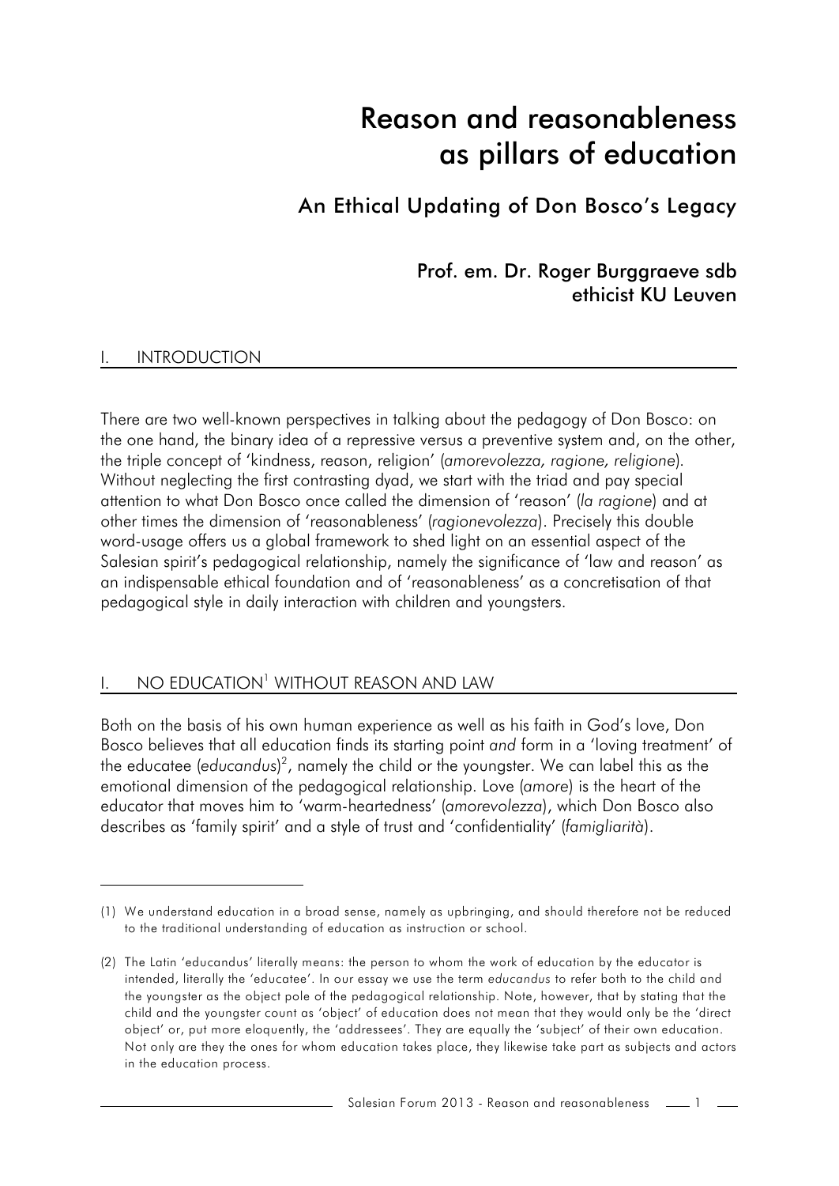# Reason and reasonableness as pillars of education

## An Ethical Updating of Don Bosco's Legacy

### Prof. em. Dr. Roger Burggraeve sdb
### ethicist KU Leuven

## I. INTRODUCTION

There are two well-known perspectives in talking about the pedagogy of Don Bosco: on the one hand, the binary idea of a repressive versus a preventive system and, on the other, the triple concept of 'kindness, reason, religion' (*amorevolezza, ragione, religione*). Without neglecting the first contrasting dyad, we start with the triad and pay special attention to what Don Bosco once called the dimension of 'reason' (*la ragione*) and at other times the dimension of 'reasonableness' (*ragionevolezza*). Precisely this double word-usage offers us a global framework to shed light on an essential aspect of the Salesian spirit's pedagogical relationship, namely the significance of 'law and reason' as an indispensable ethical foundation and of 'reasonableness' as a concretisation of that pedagogical style in daily interaction with children and youngsters.

## I. NO EDUCATION[1] WITHOUT REASON AND LAW

Both on the basis of his own human experience as well as his faith in God's love, Don Bosco believes that all education finds its starting point *and* form in a 'loving treatment' of the educatee (*educandus*)[2], namely the child or the youngster. We can label this as the emotional dimension of the pedagogical relationship. Love (*amore*) is the heart of the educator that moves him to 'warm-heartedness' (*amorevolezza*), which Don Bosco also describes as 'family spirit' and a style of trust and 'confidentiality' (*famigliarità*).

---

(1) We understand education in a broad sense, namely as upbringing, and should therefore not be reduced to the traditional understanding of education as instruction or school.

(2) The Latin 'educandus' literally means: the person to whom the work of education by the educator is intended, literally the 'educatee'. In our essay we use the term *educandus* to refer both to the child and the youngster as the object pole of the pedagogical relationship. Note, however, that by stating that the child and the youngster count as 'object' of education does not mean that they would only be the 'direct object' or, put more eloquently, the 'addressees'. They are equally the 'subject' of their own education. Not only are they the ones for whom education takes place, they likewise take part as subjects and actors in the education process.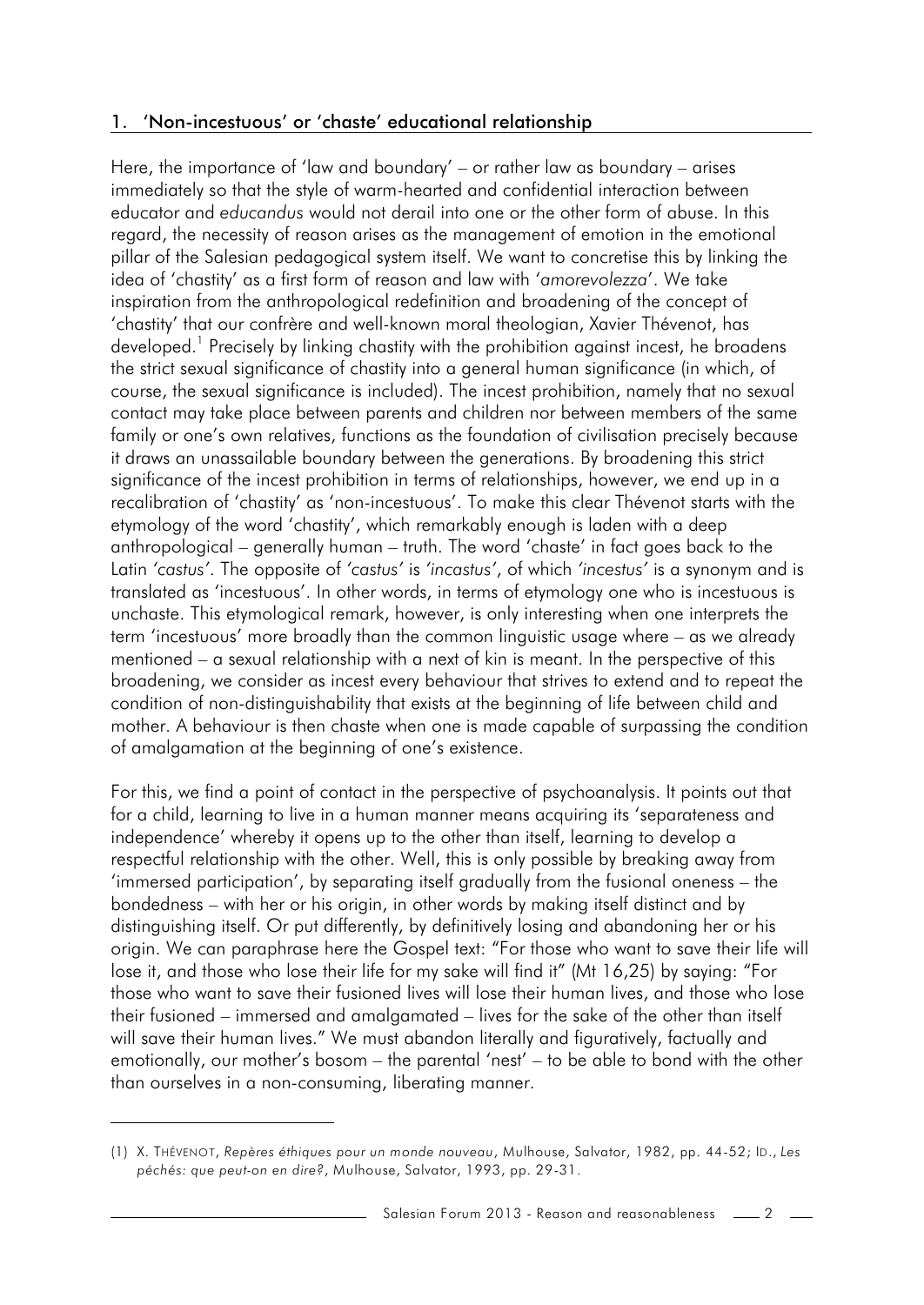## 1. 'Non-incestuous' or 'chaste' educational relationship

Here, the importance of 'law and boundary' – or rather law as boundary – arises immediately so that the style of warm-hearted and confidential interaction between educator and *educandus* would not derail into one or the other form of abuse. In this regard, the necessity of reason arises as the management of emotion in the emotional pillar of the Salesian pedagogical system itself. We want to concretise this by linking the idea of 'chastity' as a first form of reason and law with '*amorevolezza*'. We take inspiration from the anthropological redefinition and broadening of the concept of 'chastity' that our confrère and well-known moral theologian, Xavier Thévenot, has developed.[1] Precisely by linking chastity with the prohibition against incest, he broadens the strict sexual significance of chastity into a general human significance (in which, of course, the sexual significance is included). The incest prohibition, namely that no sexual contact may take place between parents and children nor between members of the same family or one's own relatives, functions as the foundation of civilisation precisely because it draws an unassailable boundary between the generations. By broadening this strict significance of the incest prohibition in terms of relationships, however, we end up in a recalibration of 'chastity' as 'non-incestuous'. To make this clear Thévenot starts with the etymology of the word 'chastity', which remarkably enough is laden with a deep anthropological – generally human – truth. The word 'chaste' in fact goes back to the Latin *'castus'*. The opposite of *'castus'* is *'incastus'*, of which *'incestus'* is a synonym and is translated as 'incestuous'. In other words, in terms of etymology one who is incestuous is unchaste. This etymological remark, however, is only interesting when one interprets the term 'incestuous' more broadly than the common linguistic usage where – as we already mentioned – a sexual relationship with a next of kin is meant. In the perspective of this broadening, we consider as incest every behaviour that strives to extend and to repeat the condition of non-distinguishability that exists at the beginning of life between child and mother. A behaviour is then chaste when one is made capable of surpassing the condition of amalgamation at the beginning of one's existence.

For this, we find a point of contact in the perspective of psychoanalysis. It points out that for a child, learning to live in a human manner means acquiring its 'separateness and independence' whereby it opens up to the other than itself, learning to develop a respectful relationship with the other. Well, this is only possible by breaking away from 'immersed participation', by separating itself gradually from the fusional oneness – the bondedness – with her or his origin, in other words by making itself distinct and by distinguishing itself. Or put differently, by definitively losing and abandoning her or his origin. We can paraphrase here the Gospel text: "For those who want to save their life will lose it, and those who lose their life for my sake will find it" (Mt 16,25) by saying: "For those who want to save their fusioned lives will lose their human lives, and those who lose their fusioned – immersed and amalgamated – lives for the sake of the other than itself will save their human lives." We must abandon literally and figuratively, factually and emotionally, our mother's bosom – the parental 'nest' – to be able to bond with the other than ourselves in a non-consuming, liberating manner.

---

(1) X. Thévenot, *Repères éthiques pour un monde nouveau*, Mulhouse, Salvator, 1982, pp. 44-52; Id., *Les péchés: que peut-on en dire?*, Mulhouse, Salvator, 1993, pp. 29-31.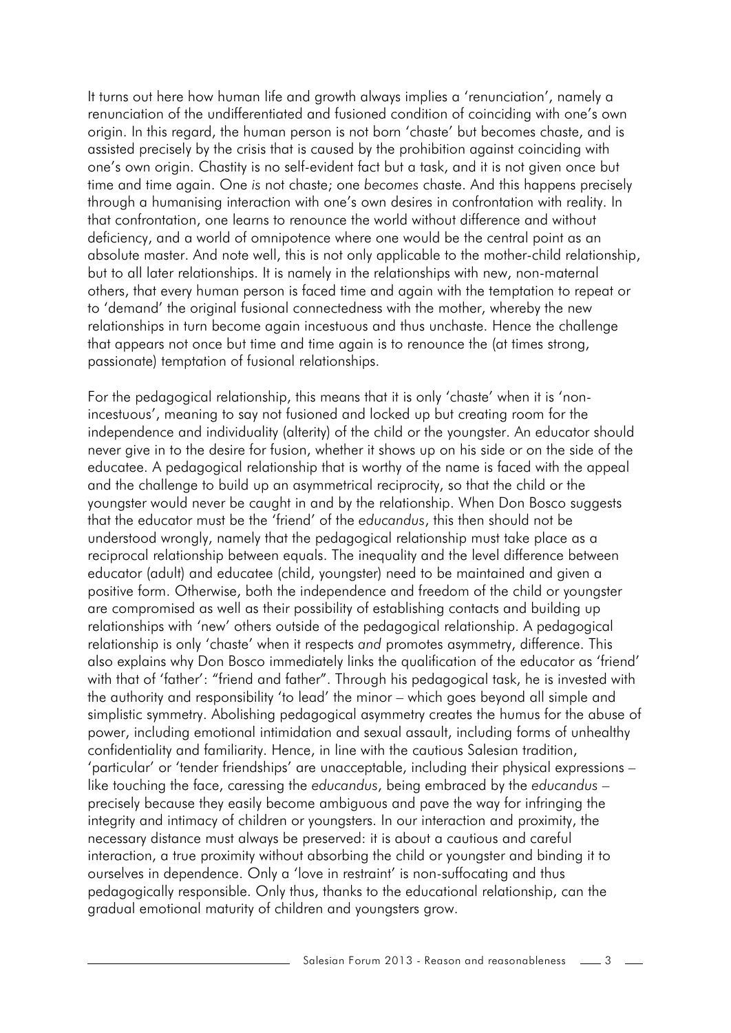It turns out here how human life and growth always implies a 'renunciation', namely a renunciation of the undifferentiated and fusioned condition of coinciding with one's own origin. In this regard, the human person is not born 'chaste' but becomes chaste, and is assisted precisely by the crisis that is caused by the prohibition against coinciding with one's own origin. Chastity is no self-evident fact but a task, and it is not given once but time and time again. One *is* not chaste; one *becomes* chaste. And this happens precisely through a humanising interaction with one's own desires in confrontation with reality. In that confrontation, one learns to renounce the world without difference and without deficiency, and a world of omnipotence where one would be the central point as an absolute master. And note well, this is not only applicable to the mother-child relationship, but to all later relationships. It is namely in the relationships with new, non-maternal others, that every human person is faced time and again with the temptation to repeat or to 'demand' the original fusional connectedness with the mother, whereby the new relationships in turn become again incestuous and thus unchaste. Hence the challenge that appears not once but time and time again is to renounce the (at times strong, passionate) temptation of fusional relationships.

For the pedagogical relationship, this means that it is only 'chaste' when it is 'non-incestuous', meaning to say not fusioned and locked up but creating room for the independence and individuality (alterity) of the child or the youngster. An educator should never give in to the desire for fusion, whether it shows up on his side or on the side of the educatee. A pedagogical relationship that is worthy of the name is faced with the appeal and the challenge to build up an asymmetrical reciprocity, so that the child or the youngster would never be caught in and by the relationship. When Don Bosco suggests that the educator must be the 'friend' of the *educandus*, this then should not be understood wrongly, namely that the pedagogical relationship must take place as a reciprocal relationship between equals. The inequality and the level difference between educator (adult) and educatee (child, youngster) need to be maintained and given a positive form. Otherwise, both the independence and freedom of the child or youngster are compromised as well as their possibility of establishing contacts and building up relationships with 'new' others outside of the pedagogical relationship. A pedagogical relationship is only 'chaste' when it respects *and* promotes asymmetry, difference. This also explains why Don Bosco immediately links the qualification of the educator as 'friend' with that of 'father': "friend and father". Through his pedagogical task, he is invested with the authority and responsibility 'to lead' the minor – which goes beyond all simple and simplistic symmetry. Abolishing pedagogical asymmetry creates the humus for the abuse of power, including emotional intimidation and sexual assault, including forms of unhealthy confidentiality and familiarity. Hence, in line with the cautious Salesian tradition, 'particular' or 'tender friendships' are unacceptable, including their physical expressions – like touching the face, caressing the *educandus*, being embraced by the *educandus* – precisely because they easily become ambiguous and pave the way for infringing the integrity and intimacy of children or youngsters. In our interaction and proximity, the necessary distance must always be preserved: it is about a cautious and careful interaction, a true proximity without absorbing the child or youngster and binding it to ourselves in dependence. Only a 'love in restraint' is non-suffocating and thus pedagogically responsible. Only thus, thanks to the educational relationship, can the gradual emotional maturity of children and youngsters grow.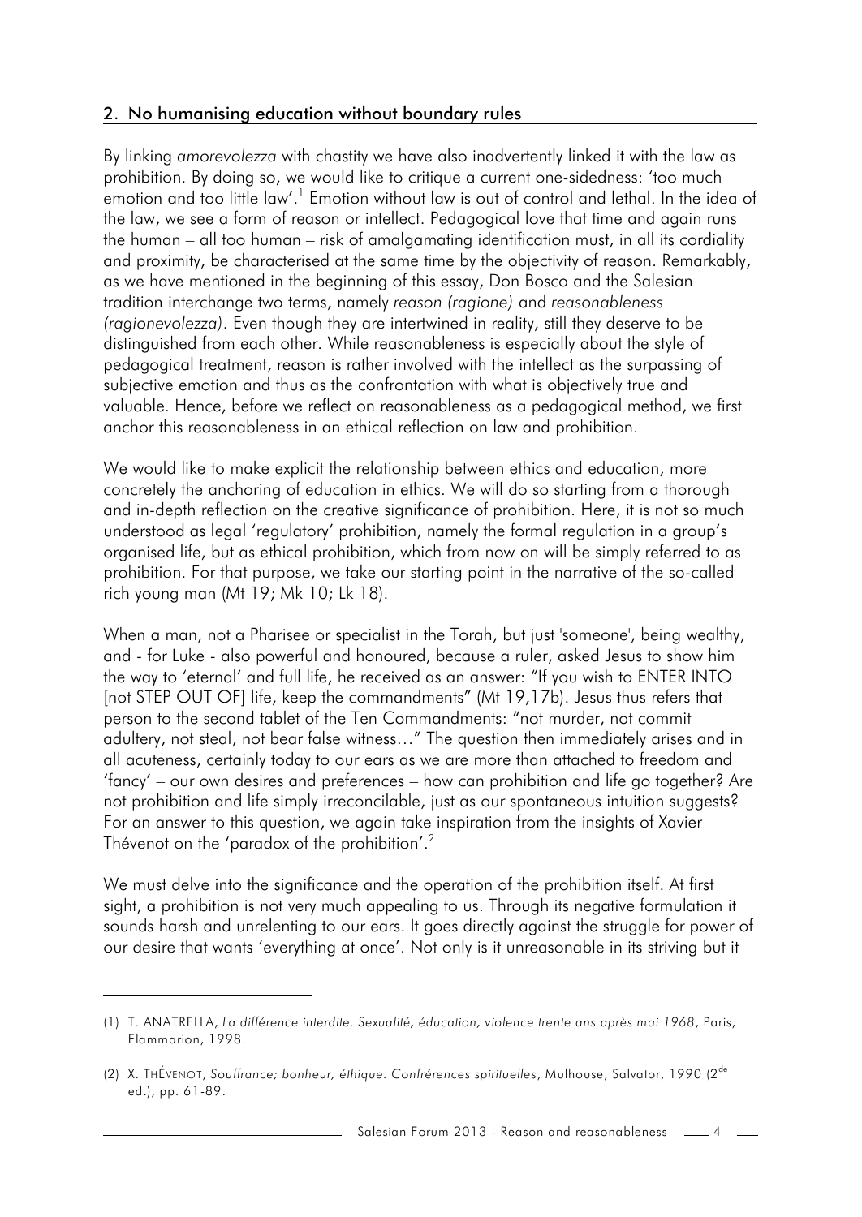## 2. No humanising education without boundary rules

By linking *amorevolezza* with chastity we have also inadvertently linked it with the law as prohibition. By doing so, we would like to critique a current one-sidedness: 'too much emotion and too little law'.[1] Emotion without law is out of control and lethal. In the idea of the law, we see a form of reason or intellect. Pedagogical love that time and again runs the human – all too human – risk of amalgamating identification must, in all its cordiality and proximity, be characterised at the same time by the objectivity of reason. Remarkably, as we have mentioned in the beginning of this essay, Don Bosco and the Salesian tradition interchange two terms, namely *reason (ragione)* and *reasonableness (ragionevolezza)*. Even though they are intertwined in reality, still they deserve to be distinguished from each other. While reasonableness is especially about the style of pedagogical treatment, reason is rather involved with the intellect as the surpassing of subjective emotion and thus as the confrontation with what is objectively true and valuable. Hence, before we reflect on reasonableness as a pedagogical method, we first anchor this reasonableness in an ethical reflection on law and prohibition.

We would like to make explicit the relationship between ethics and education, more concretely the anchoring of education in ethics. We will do so starting from a thorough and in-depth reflection on the creative significance of prohibition. Here, it is not so much understood as legal 'regulatory' prohibition, namely the formal regulation in a group's organised life, but as ethical prohibition, which from now on will be simply referred to as prohibition. For that purpose, we take our starting point in the narrative of the so-called rich young man (Mt 19; Mk 10; Lk 18).

When a man, not a Pharisee or specialist in the Torah, but just 'someone', being wealthy, and - for Luke - also powerful and honoured, because a ruler, asked Jesus to show him the way to 'eternal' and full life, he received as an answer: "If you wish to ENTER INTO [not STEP OUT OF] life, keep the commandments" (Mt 19,17b). Jesus thus refers that person to the second tablet of the Ten Commandments: "not murder, not commit adultery, not steal, not bear false witness…" The question then immediately arises and in all acuteness, certainly today to our ears as we are more than attached to freedom and 'fancy' – our own desires and preferences – how can prohibition and life go together? Are not prohibition and life simply irreconcilable, just as our spontaneous intuition suggests? For an answer to this question, we again take inspiration from the insights of Xavier Thévenot on the 'paradox of the prohibition'.[2]

We must delve into the significance and the operation of the prohibition itself. At first sight, a prohibition is not very much appealing to us. Through its negative formulation it sounds harsh and unrelenting to our ears. It goes directly against the struggle for power of our desire that wants 'everything at once'. Not only is it unreasonable in its striving but it

---

(1) T. ANATRELLA, *La différence interdite. Sexualité, éducation, violence trente ans après mai 1968*, Paris, Flammarion, 1998.

(2) X. THÉVENOT, *Souffrance; bonheur, éthique. Confrérences spirituelles*, Mulhouse, Salvator, 1990 (2de ed.), pp. 61-89.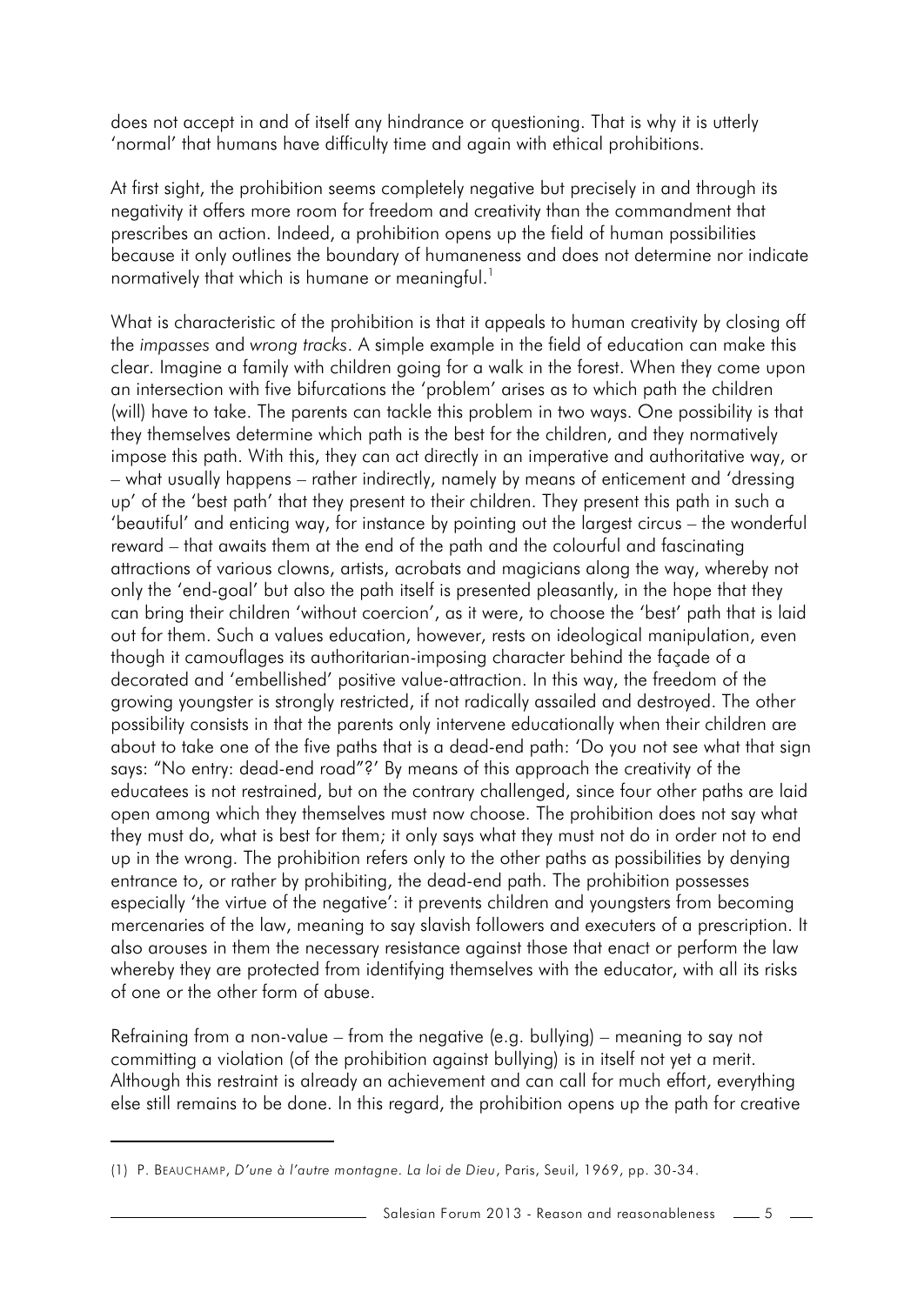does not accept in and of itself any hindrance or questioning. That is why it is utterly 'normal' that humans have difficulty time and again with ethical prohibitions.

At first sight, the prohibition seems completely negative but precisely in and through its negativity it offers more room for freedom and creativity than the commandment that prescribes an action. Indeed, a prohibition opens up the field of human possibilities because it only outlines the boundary of humaneness and does not determine nor indicate normatively that which is humane or meaningful.[1]

What is characteristic of the prohibition is that it appeals to human creativity by closing off the *impasses* and *wrong tracks*. A simple example in the field of education can make this clear. Imagine a family with children going for a walk in the forest. When they come upon an intersection with five bifurcations the 'problem' arises as to which path the children (will) have to take. The parents can tackle this problem in two ways. One possibility is that they themselves determine which path is the best for the children, and they normatively impose this path. With this, they can act directly in an imperative and authoritative way, or – what usually happens – rather indirectly, namely by means of enticement and 'dressing up' of the 'best path' that they present to their children. They present this path in such a 'beautiful' and enticing way, for instance by pointing out the largest circus – the wonderful reward – that awaits them at the end of the path and the colourful and fascinating attractions of various clowns, artists, acrobats and magicians along the way, whereby not only the 'end-goal' but also the path itself is presented pleasantly, in the hope that they can bring their children 'without coercion', as it were, to choose the 'best' path that is laid out for them. Such a values education, however, rests on ideological manipulation, even though it camouflages its authoritarian-imposing character behind the façade of a decorated and 'embellished' positive value-attraction. In this way, the freedom of the growing youngster is strongly restricted, if not radically assailed and destroyed. The other possibility consists in that the parents only intervene educationally when their children are about to take one of the five paths that is a dead-end path: 'Do you not see what that sign says: "No entry: dead-end road"?' By means of this approach the creativity of the educatees is not restrained, but on the contrary challenged, since four other paths are laid open among which they themselves must now choose. The prohibition does not say what they must do, what is best for them; it only says what they must not do in order not to end up in the wrong. The prohibition refers only to the other paths as possibilities by denying entrance to, or rather by prohibiting, the dead-end path. The prohibition possesses especially 'the virtue of the negative': it prevents children and youngsters from becoming mercenaries of the law, meaning to say slavish followers and executers of a prescription. It also arouses in them the necessary resistance against those that enact or perform the law whereby they are protected from identifying themselves with the educator, with all its risks of one or the other form of abuse.

Refraining from a non-value – from the negative (e.g. bullying) – meaning to say not committing a violation (of the prohibition against bullying) is in itself not yet a merit. Although this restraint is already an achievement and can call for much effort, everything else still remains to be done. In this regard, the prohibition opens up the path for creative

---

(1) P. Beauchamp, *D'une à l'autre montagne. La loi de Dieu*, Paris, Seuil, 1969, pp. 30-34.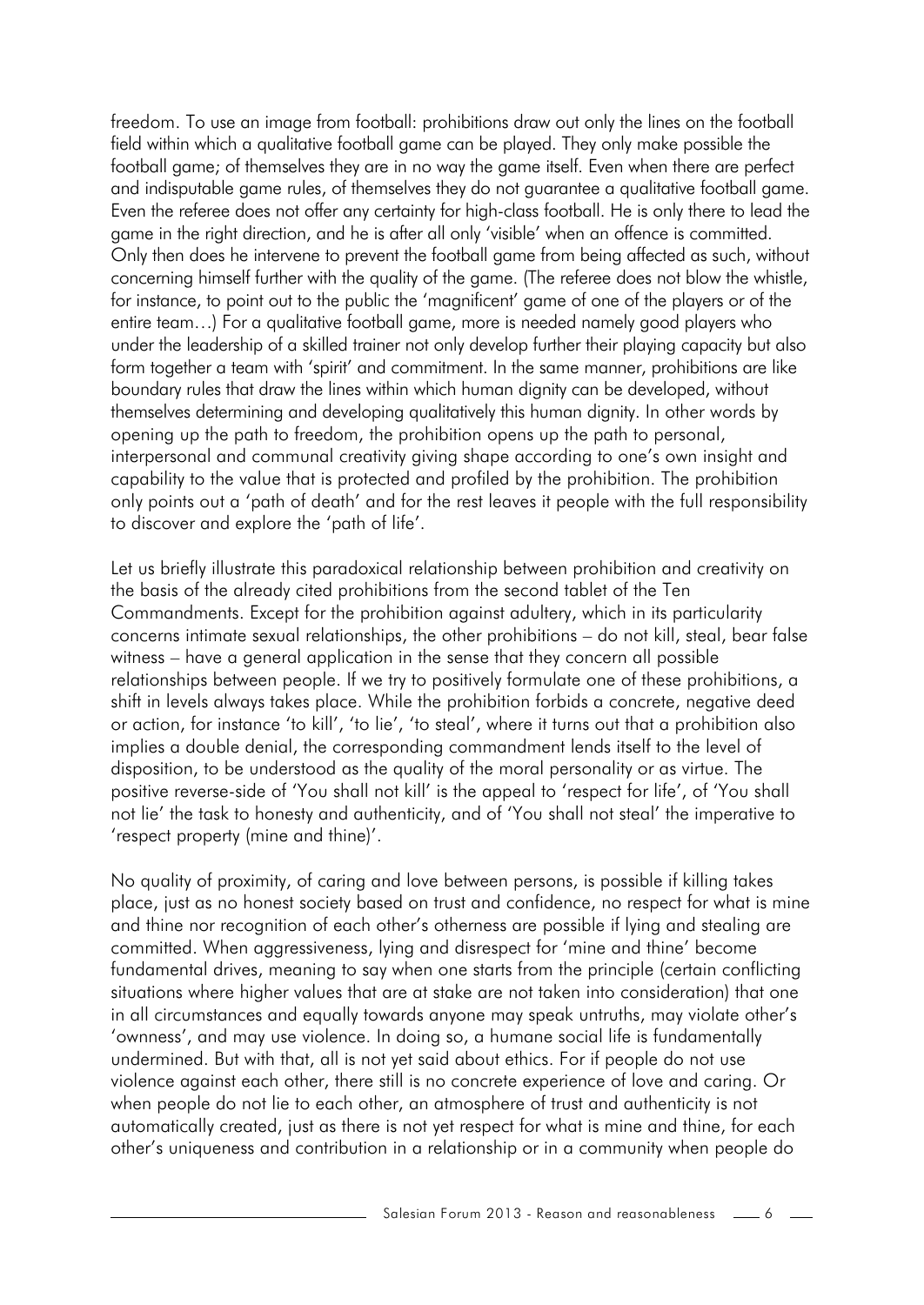freedom. To use an image from football: prohibitions draw out only the lines on the football field within which a qualitative football game can be played. They only make possible the football game; of themselves they are in no way the game itself. Even when there are perfect and indisputable game rules, of themselves they do not guarantee a qualitative football game. Even the referee does not offer any certainty for high-class football. He is only there to lead the game in the right direction, and he is after all only 'visible' when an offence is committed. Only then does he intervene to prevent the football game from being affected as such, without concerning himself further with the quality of the game. (The referee does not blow the whistle, for instance, to point out to the public the 'magnificent' game of one of the players or of the entire team…) For a qualitative football game, more is needed namely good players who under the leadership of a skilled trainer not only develop further their playing capacity but also form together a team with 'spirit' and commitment. In the same manner, prohibitions are like boundary rules that draw the lines within which human dignity can be developed, without themselves determining and developing qualitatively this human dignity. In other words by opening up the path to freedom, the prohibition opens up the path to personal, interpersonal and communal creativity giving shape according to one's own insight and capability to the value that is protected and profiled by the prohibition. The prohibition only points out a 'path of death' and for the rest leaves it people with the full responsibility to discover and explore the 'path of life'.

Let us briefly illustrate this paradoxical relationship between prohibition and creativity on the basis of the already cited prohibitions from the second tablet of the Ten Commandments. Except for the prohibition against adultery, which in its particularity concerns intimate sexual relationships, the other prohibitions – do not kill, steal, bear false witness – have a general application in the sense that they concern all possible relationships between people. If we try to positively formulate one of these prohibitions, a shift in levels always takes place. While the prohibition forbids a concrete, negative deed or action, for instance 'to kill', 'to lie', 'to steal', where it turns out that a prohibition also implies a double denial, the corresponding commandment lends itself to the level of disposition, to be understood as the quality of the moral personality or as virtue. The positive reverse-side of 'You shall not kill' is the appeal to 'respect for life', of 'You shall not lie' the task to honesty and authenticity, and of 'You shall not steal' the imperative to 'respect property (mine and thine)'.

No quality of proximity, of caring and love between persons, is possible if killing takes place, just as no honest society based on trust and confidence, no respect for what is mine and thine nor recognition of each other's otherness are possible if lying and stealing are committed. When aggressiveness, lying and disrespect for 'mine and thine' become fundamental drives, meaning to say when one starts from the principle (certain conflicting situations where higher values that are at stake are not taken into consideration) that one in all circumstances and equally towards anyone may speak untruths, may violate other's 'ownness', and may use violence. In doing so, a humane social life is fundamentally undermined. But with that, all is not yet said about ethics. For if people do not use violence against each other, there still is no concrete experience of love and caring. Or when people do not lie to each other, an atmosphere of trust and authenticity is not automatically created, just as there is not yet respect for what is mine and thine, for each other's uniqueness and contribution in a relationship or in a community when people do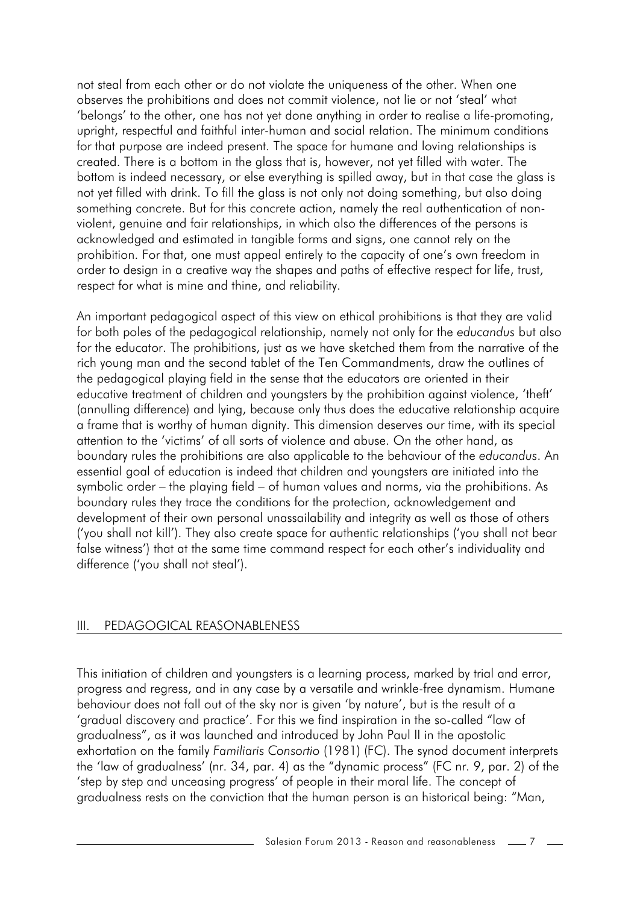not steal from each other or do not violate the uniqueness of the other. When one observes the prohibitions and does not commit violence, not lie or not 'steal' what 'belongs' to the other, one has not yet done anything in order to realise a life-promoting, upright, respectful and faithful inter-human and social relation. The minimum conditions for that purpose are indeed present. The space for humane and loving relationships is created. There is a bottom in the glass that is, however, not yet filled with water. The bottom is indeed necessary, or else everything is spilled away, but in that case the glass is not yet filled with drink. To fill the glass is not only not doing something, but also doing something concrete. But for this concrete action, namely the real authentication of non-violent, genuine and fair relationships, in which also the differences of the persons is acknowledged and estimated in tangible forms and signs, one cannot rely on the prohibition. For that, one must appeal entirely to the capacity of one's own freedom in order to design in a creative way the shapes and paths of effective respect for life, trust, respect for what is mine and thine, and reliability.

An important pedagogical aspect of this view on ethical prohibitions is that they are valid for both poles of the pedagogical relationship, namely not only for the *educandus* but also for the educator. The prohibitions, just as we have sketched them from the narrative of the rich young man and the second tablet of the Ten Commandments, draw the outlines of the pedagogical playing field in the sense that the educators are oriented in their educative treatment of children and youngsters by the prohibition against violence, 'theft' (annulling difference) and lying, because only thus does the educative relationship acquire a frame that is worthy of human dignity. This dimension deserves our time, with its special attention to the 'victims' of all sorts of violence and abuse. On the other hand, as boundary rules the prohibitions are also applicable to the behaviour of the *educandus*. An essential goal of education is indeed that children and youngsters are initiated into the symbolic order – the playing field – of human values and norms, via the prohibitions. As boundary rules they trace the conditions for the protection, acknowledgement and development of their own personal unassailability and integrity as well as those of others ('you shall not kill'). They also create space for authentic relationships ('you shall not bear false witness') that at the same time command respect for each other's individuality and difference ('you shall not steal').

## III. PEDAGOGICAL REASONABLENESS

This initiation of children and youngsters is a learning process, marked by trial and error, progress and regress, and in any case by a versatile and wrinkle-free dynamism. Humane behaviour does not fall out of the sky nor is given 'by nature', but is the result of a 'gradual discovery and practice'. For this we find inspiration in the so-called "law of gradualness", as it was launched and introduced by John Paul II in the apostolic exhortation on the family *Familiaris Consortio* (1981) (FC). The synod document interprets the 'law of gradualness' (nr. 34, par. 4) as the "dynamic process" (FC nr. 9, par. 2) of the 'step by step and unceasing progress' of people in their moral life. The concept of gradualness rests on the conviction that the human person is an historical being: "Man,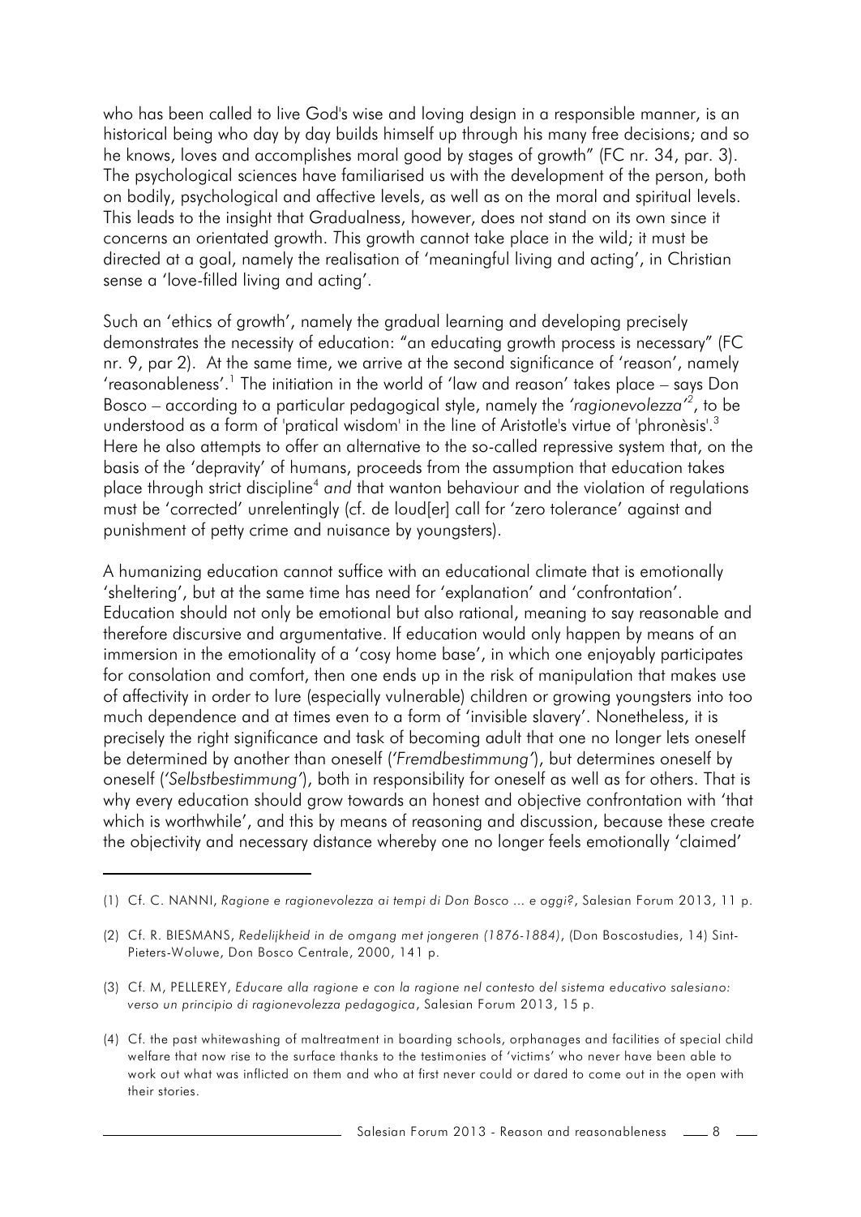who has been called to live God's wise and loving design in a responsible manner, is an historical being who day by day builds himself up through his many free decisions; and so he knows, loves and accomplishes moral good by stages of growth" (FC nr. 34, par. 3). The psychological sciences have familiarised us with the development of the person, both on bodily, psychological and affective levels, as well as on the moral and spiritual levels. This leads to the insight that Gradualness, however, does not stand on its own since it concerns an orientated growth. This growth cannot take place in the wild; it must be directed at a goal, namely the realisation of 'meaningful living and acting', in Christian sense a 'love-filled living and acting'.

Such an 'ethics of growth', namely the gradual learning and developing precisely demonstrates the necessity of education: "an educating growth process is necessary" (FC nr. 9, par 2). At the same time, we arrive at the second significance of 'reason', namely 'reasonableness'.[1] The initiation in the world of 'law and reason' takes place – says Don Bosco – according to a particular pedagogical style, namely the *'ragionevolezza'*[2], to be understood as a form of 'pratical wisdom' in the line of Aristotle's virtue of 'phronèsis'.[3] Here he also attempts to offer an alternative to the so-called repressive system that, on the basis of the 'depravity' of humans, proceeds from the assumption that education takes place through strict discipline[4] *and* that wanton behaviour and the violation of regulations must be 'corrected' unrelentingly (cf. de loud[er] call for 'zero tolerance' against and punishment of petty crime and nuisance by youngsters).

A humanizing education cannot suffice with an educational climate that is emotionally 'sheltering', but at the same time has need for 'explanation' and 'confrontation'. Education should not only be emotional but also rational, meaning to say reasonable and therefore discursive and argumentative. If education would only happen by means of an immersion in the emotionality of a 'cosy home base', in which one enjoyably participates for consolation and comfort, then one ends up in the risk of manipulation that makes use of affectivity in order to lure (especially vulnerable) children or growing youngsters into too much dependence and at times even to a form of 'invisible slavery'. Nonetheless, it is precisely the right significance and task of becoming adult that one no longer lets oneself be determined by another than oneself (*'Fremdbestimmung'*), but determines oneself by oneself (*'Selbstbestimmung'*), both in responsibility for oneself as well as for others. That is why every education should grow towards an honest and objective confrontation with 'that which is worthwhile', and this by means of reasoning and discussion, because these create the objectivity and necessary distance whereby one no longer feels emotionally 'claimed'

---

(1) Cf. C. NANNI, *Ragione e ragionevolezza ai tempi di Don Bosco ... e oggi?*, Salesian Forum 2013, 11 p.

(2) Cf. R. BIESMANS, *Redelijkheid in de omgang met jongeren (1876-1884)*, (Don Boscostudies, 14) Sint-Pieters-Woluwe, Don Bosco Centrale, 2000, 141 p.

(3) Cf. M, PELLEREY, *Educare alla ragione e con la ragione nel contesto del sistema educativo salesiano: verso un principio di ragionevolezza pedagogica*, Salesian Forum 2013, 15 p.

(4) Cf. the past whitewashing of maltreatment in boarding schools, orphanages and facilities of special child welfare that now rise to the surface thanks to the testimonies of 'victims' who never have been able to work out what was inflicted on them and who at first never could or dared to come out in the open with their stories.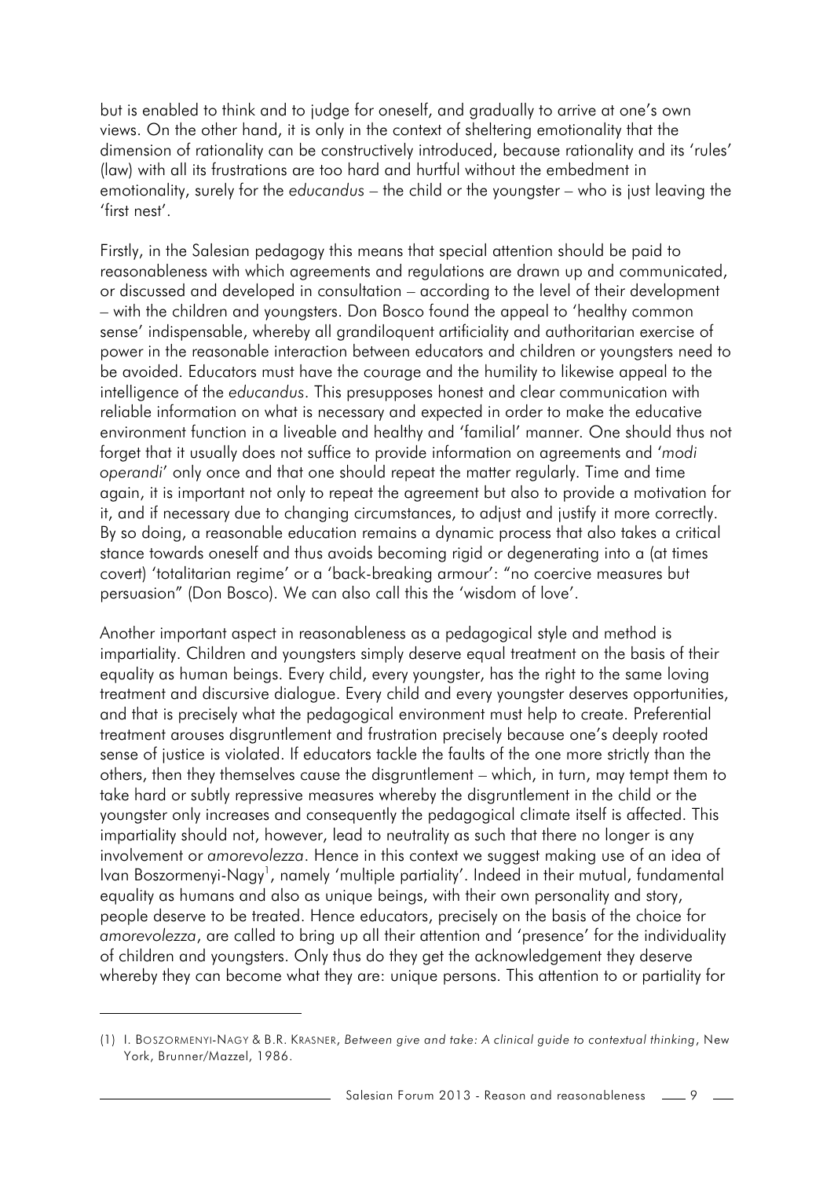but is enabled to think and to judge for oneself, and gradually to arrive at one's own views. On the other hand, it is only in the context of sheltering emotionality that the dimension of rationality can be constructively introduced, because rationality and its 'rules' (law) with all its frustrations are too hard and hurtful without the embedment in emotionality, surely for the *educandus* – the child or the youngster – who is just leaving the 'first nest'.

Firstly, in the Salesian pedagogy this means that special attention should be paid to reasonableness with which agreements and regulations are drawn up and communicated, or discussed and developed in consultation – according to the level of their development – with the children and youngsters. Don Bosco found the appeal to 'healthy common sense' indispensable, whereby all grandiloquent artificiality and authoritarian exercise of power in the reasonable interaction between educators and children or youngsters need to be avoided. Educators must have the courage and the humility to likewise appeal to the intelligence of the *educandus*. This presupposes honest and clear communication with reliable information on what is necessary and expected in order to make the educative environment function in a liveable and healthy and 'familial' manner. One should thus not forget that it usually does not suffice to provide information on agreements and '*modi operandi*' only once and that one should repeat the matter regularly. Time and time again, it is important not only to repeat the agreement but also to provide a motivation for it, and if necessary due to changing circumstances, to adjust and justify it more correctly. By so doing, a reasonable education remains a dynamic process that also takes a critical stance towards oneself and thus avoids becoming rigid or degenerating into a (at times covert) 'totalitarian regime' or a 'back-breaking armour': "no coercive measures but persuasion" (Don Bosco). We can also call this the 'wisdom of love'.

Another important aspect in reasonableness as a pedagogical style and method is impartiality. Children and youngsters simply deserve equal treatment on the basis of their equality as human beings. Every child, every youngster, has the right to the same loving treatment and discursive dialogue. Every child and every youngster deserves opportunities, and that is precisely what the pedagogical environment must help to create. Preferential treatment arouses disgruntlement and frustration precisely because one's deeply rooted sense of justice is violated. If educators tackle the faults of the one more strictly than the others, then they themselves cause the disgruntlement – which, in turn, may tempt them to take hard or subtly repressive measures whereby the disgruntlement in the child or the youngster only increases and consequently the pedagogical climate itself is affected. This impartiality should not, however, lead to neutrality as such that there no longer is any involvement or *amorevolezza*. Hence in this context we suggest making use of an idea of Ivan Boszormenyi-Nagy[1], namely 'multiple partiality'. Indeed in their mutual, fundamental equality as humans and also as unique beings, with their own personality and story, people deserve to be treated. Hence educators, precisely on the basis of the choice for *amorevolezza*, are called to bring up all their attention and 'presence' for the individuality of children and youngsters. Only thus do they get the acknowledgement they deserve whereby they can become what they are: unique persons. This attention to or partiality for

(1) I. Boszormenyi-Nagy & B.R. Krasner, *Between give and take: A clinical guide to contextual thinking*, New York, Brunner/Mazzel, 1986.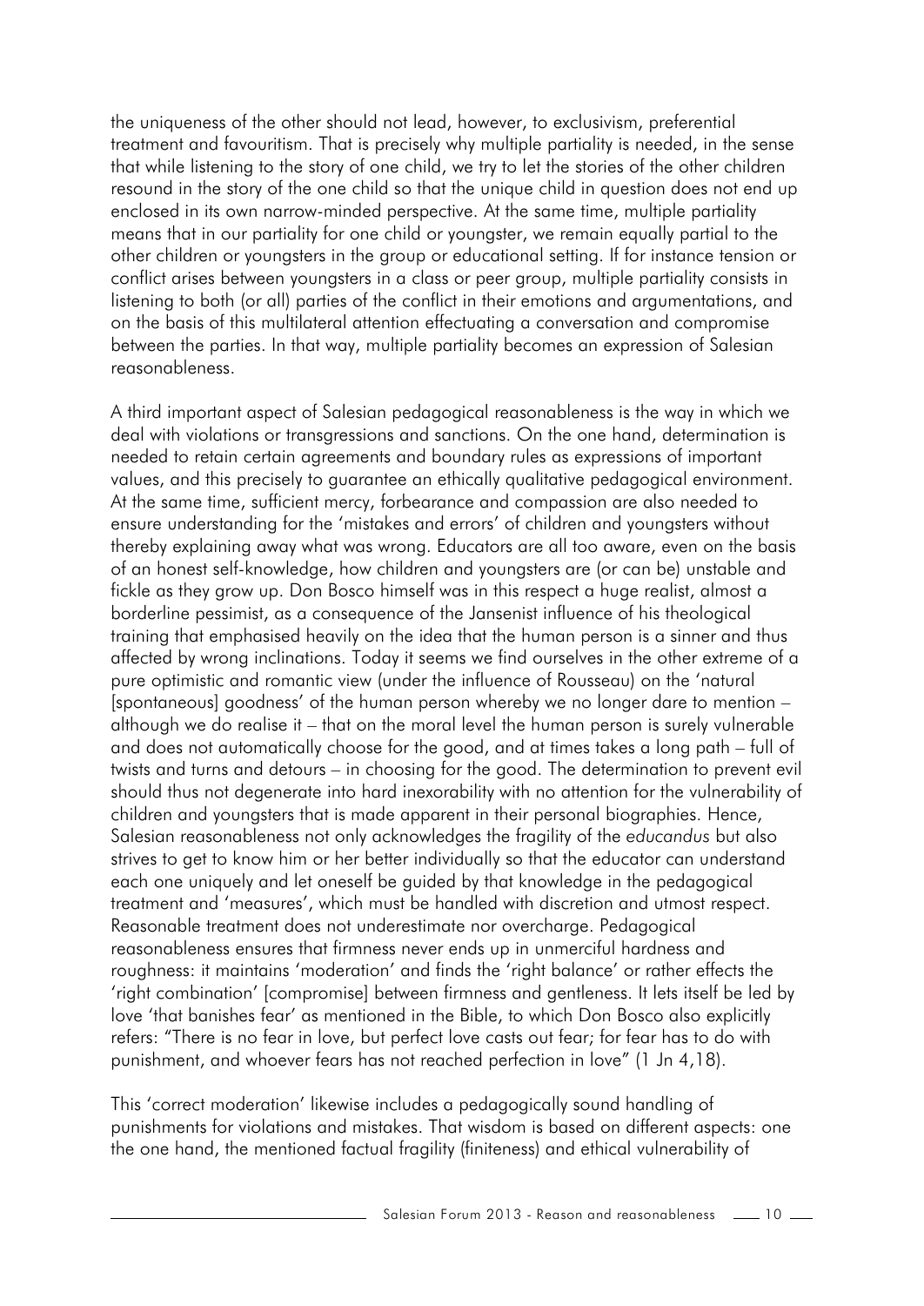the uniqueness of the other should not lead, however, to exclusivism, preferential treatment and favouritism. That is precisely why multiple partiality is needed, in the sense that while listening to the story of one child, we try to let the stories of the other children resound in the story of the one child so that the unique child in question does not end up enclosed in its own narrow-minded perspective. At the same time, multiple partiality means that in our partiality for one child or youngster, we remain equally partial to the other children or youngsters in the group or educational setting. If for instance tension or conflict arises between youngsters in a class or peer group, multiple partiality consists in listening to both (or all) parties of the conflict in their emotions and argumentations, and on the basis of this multilateral attention effectuating a conversation and compromise between the parties. In that way, multiple partiality becomes an expression of Salesian reasonableness.

A third important aspect of Salesian pedagogical reasonableness is the way in which we deal with violations or transgressions and sanctions. On the one hand, determination is needed to retain certain agreements and boundary rules as expressions of important values, and this precisely to guarantee an ethically qualitative pedagogical environment. At the same time, sufficient mercy, forbearance and compassion are also needed to ensure understanding for the 'mistakes and errors' of children and youngsters without thereby explaining away what was wrong. Educators are all too aware, even on the basis of an honest self-knowledge, how children and youngsters are (or can be) unstable and fickle as they grow up. Don Bosco himself was in this respect a huge realist, almost a borderline pessimist, as a consequence of the Jansenist influence of his theological training that emphasised heavily on the idea that the human person is a sinner and thus affected by wrong inclinations. Today it seems we find ourselves in the other extreme of a pure optimistic and romantic view (under the influence of Rousseau) on the 'natural [spontaneous] goodness' of the human person whereby we no longer dare to mention – although we do realise it – that on the moral level the human person is surely vulnerable and does not automatically choose for the good, and at times takes a long path – full of twists and turns and detours – in choosing for the good. The determination to prevent evil should thus not degenerate into hard inexorability with no attention for the vulnerability of children and youngsters that is made apparent in their personal biographies. Hence, Salesian reasonableness not only acknowledges the fragility of the *educandus* but also strives to get to know him or her better individually so that the educator can understand each one uniquely and let oneself be guided by that knowledge in the pedagogical treatment and 'measures', which must be handled with discretion and utmost respect. Reasonable treatment does not underestimate nor overcharge. Pedagogical reasonableness ensures that firmness never ends up in unmerciful hardness and roughness: it maintains 'moderation' and finds the 'right balance' or rather effects the 'right combination' [compromise] between firmness and gentleness. It lets itself be led by love 'that banishes fear' as mentioned in the Bible, to which Don Bosco also explicitly refers: "There is no fear in love, but perfect love casts out fear; for fear has to do with punishment, and whoever fears has not reached perfection in love" (1 Jn 4,18).

This 'correct moderation' likewise includes a pedagogically sound handling of punishments for violations and mistakes. That wisdom is based on different aspects: one the one hand, the mentioned factual fragility (finiteness) and ethical vulnerability of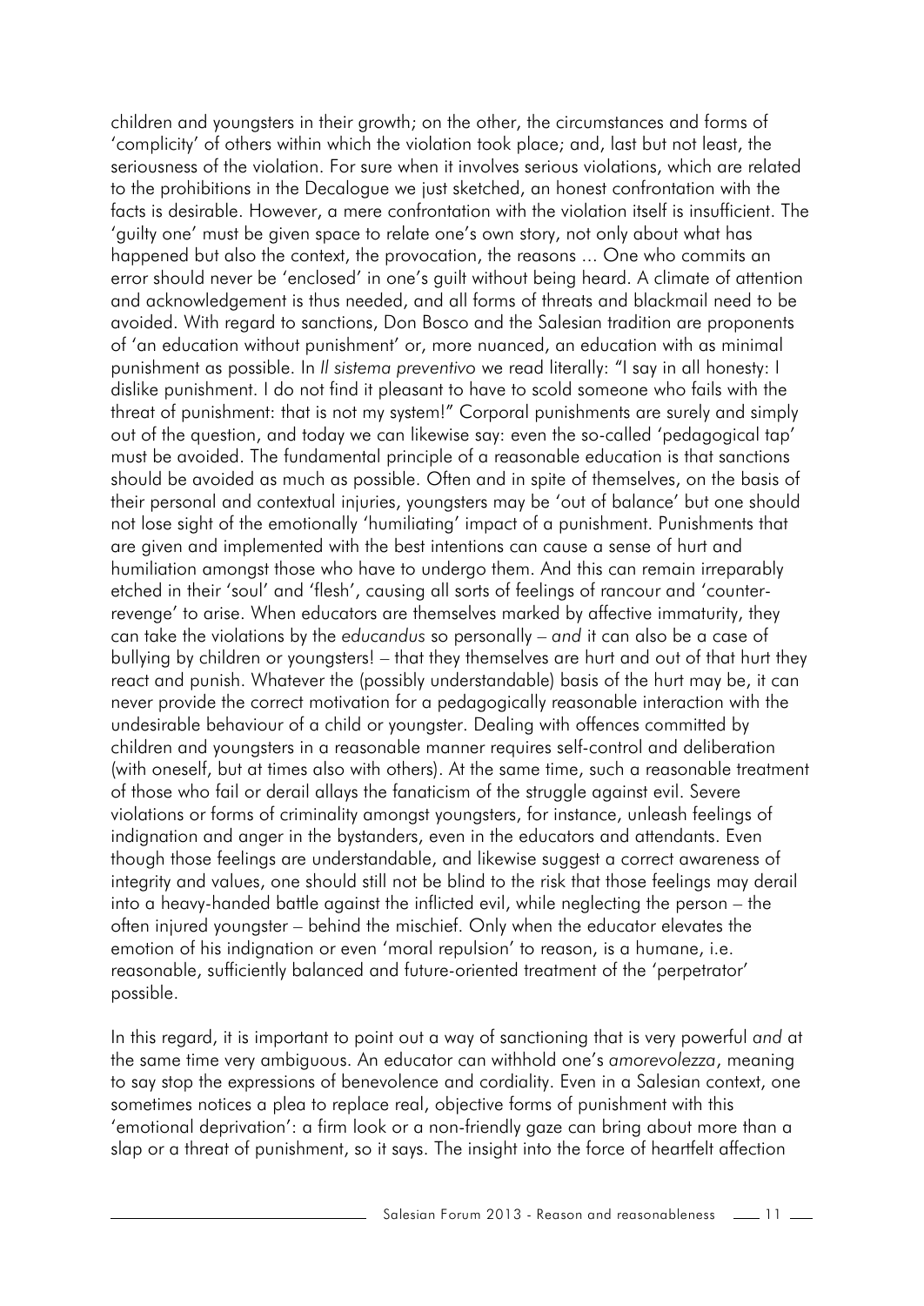children and youngsters in their growth; on the other, the circumstances and forms of 'complicity' of others within which the violation took place; and, last but not least, the seriousness of the violation. For sure when it involves serious violations, which are related to the prohibitions in the Decalogue we just sketched, an honest confrontation with the facts is desirable. However, a mere confrontation with the violation itself is insufficient. The 'guilty one' must be given space to relate one's own story, not only about what has happened but also the context, the provocation, the reasons ... One who commits an error should never be 'enclosed' in one's guilt without being heard. A climate of attention and acknowledgement is thus needed, and all forms of threats and blackmail need to be avoided. With regard to sanctions, Don Bosco and the Salesian tradition are proponents of 'an education without punishment' or, more nuanced, an education with as minimal punishment as possible. In *Il sistema preventivo* we read literally: "I say in all honesty: I dislike punishment. I do not find it pleasant to have to scold someone who fails with the threat of punishment: that is not my system!" Corporal punishments are surely and simply out of the question, and today we can likewise say: even the so-called 'pedagogical tap' must be avoided. The fundamental principle of a reasonable education is that sanctions should be avoided as much as possible. Often and in spite of themselves, on the basis of their personal and contextual injuries, youngsters may be 'out of balance' but one should not lose sight of the emotionally 'humiliating' impact of a punishment. Punishments that are given and implemented with the best intentions can cause a sense of hurt and humiliation amongst those who have to undergo them. And this can remain irreparably etched in their 'soul' and 'flesh', causing all sorts of feelings of rancour and 'counter-revenge' to arise. When educators are themselves marked by affective immaturity, they can take the violations by the *educandus* so personally – *and* it can also be a case of bullying by children or youngsters! – that they themselves are hurt and out of that hurt they react and punish. Whatever the (possibly understandable) basis of the hurt may be, it can never provide the correct motivation for a pedagogically reasonable interaction with the undesirable behaviour of a child or youngster. Dealing with offences committed by children and youngsters in a reasonable manner requires self-control and deliberation (with oneself, but at times also with others). At the same time, such a reasonable treatment of those who fail or derail allays the fanaticism of the struggle against evil. Severe violations or forms of criminality amongst youngsters, for instance, unleash feelings of indignation and anger in the bystanders, even in the educators and attendants. Even though those feelings are understandable, and likewise suggest a correct awareness of integrity and values, one should still not be blind to the risk that those feelings may derail into a heavy-handed battle against the inflicted evil, while neglecting the person – the often injured youngster – behind the mischief. Only when the educator elevates the emotion of his indignation or even 'moral repulsion' to reason, is a humane, i.e. reasonable, sufficiently balanced and future-oriented treatment of the 'perpetrator' possible.

In this regard, it is important to point out a way of sanctioning that is very powerful *and* at the same time very ambiguous. An educator can withhold one's *amorevolezza*, meaning to say stop the expressions of benevolence and cordiality. Even in a Salesian context, one sometimes notices a plea to replace real, objective forms of punishment with this 'emotional deprivation': a firm look or a non-friendly gaze can bring about more than a slap or a threat of punishment, so it says. The insight into the force of heartfelt affection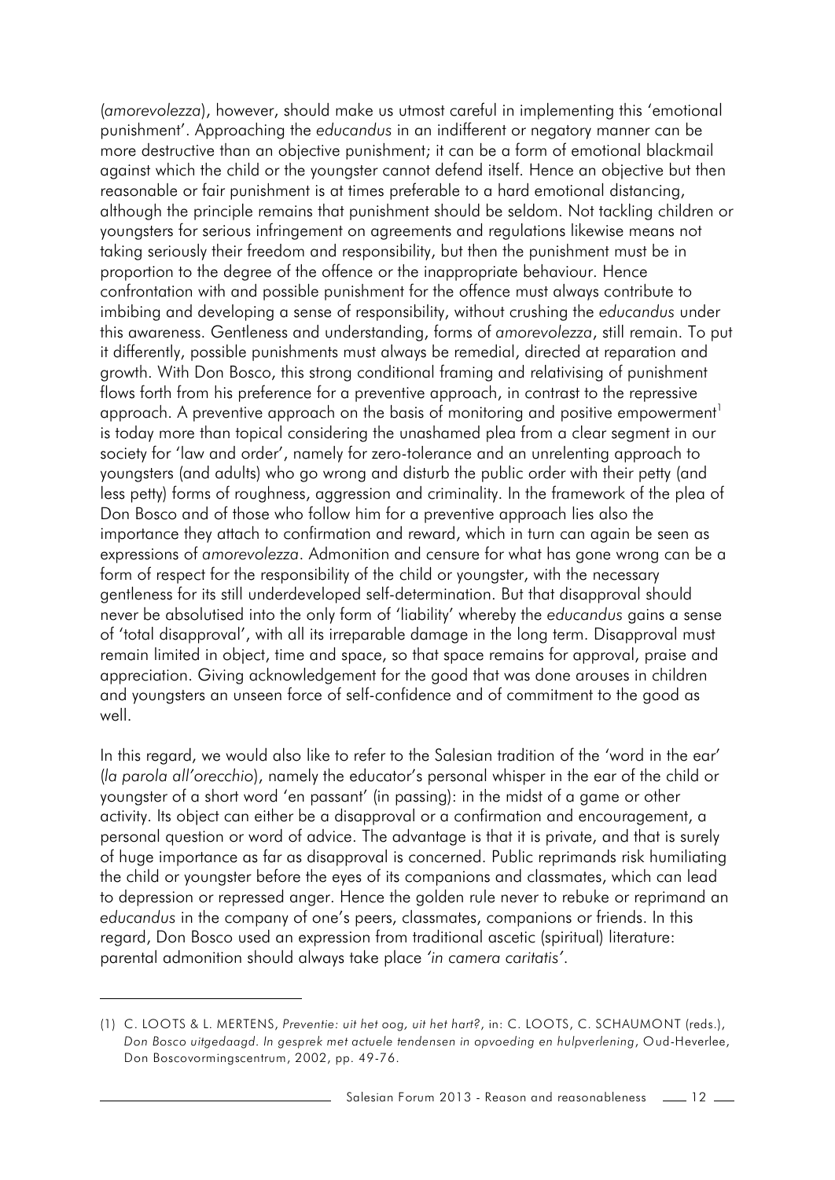(*amorevolezza*), however, should make us utmost careful in implementing this 'emotional punishment'. Approaching the *educandus* in an indifferent or negatory manner can be more destructive than an objective punishment; it can be a form of emotional blackmail against which the child or the youngster cannot defend itself. Hence an objective but then reasonable or fair punishment is at times preferable to a hard emotional distancing, although the principle remains that punishment should be seldom. Not tackling children or youngsters for serious infringement on agreements and regulations likewise means not taking seriously their freedom and responsibility, but then the punishment must be in proportion to the degree of the offence or the inappropriate behaviour. Hence confrontation with and possible punishment for the offence must always contribute to imbibing and developing a sense of responsibility, without crushing the *educandus* under this awareness. Gentleness and understanding, forms of *amorevolezza*, still remain. To put it differently, possible punishments must always be remedial, directed at reparation and growth. With Don Bosco, this strong conditional framing and relativising of punishment flows forth from his preference for a preventive approach, in contrast to the repressive approach. A preventive approach on the basis of monitoring and positive empowerment[1] is today more than topical considering the unashamed plea from a clear segment in our society for 'law and order', namely for zero-tolerance and an unrelenting approach to youngsters (and adults) who go wrong and disturb the public order with their petty (and less petty) forms of roughness, aggression and criminality. In the framework of the plea of Don Bosco and of those who follow him for a preventive approach lies also the importance they attach to confirmation and reward, which in turn can again be seen as expressions of *amorevolezza*. Admonition and censure for what has gone wrong can be a form of respect for the responsibility of the child or youngster, with the necessary gentleness for its still underdeveloped self-determination. But that disapproval should never be absolutised into the only form of 'liability' whereby the *educandus* gains a sense of 'total disapproval', with all its irreparable damage in the long term. Disapproval must remain limited in object, time and space, so that space remains for approval, praise and appreciation. Giving acknowledgement for the good that was done arouses in children and youngsters an unseen force of self-confidence and of commitment to the good as well.

In this regard, we would also like to refer to the Salesian tradition of the 'word in the ear' (*la parola all'orecchio*), namely the educator's personal whisper in the ear of the child or youngster of a short word 'en passant' (in passing): in the midst of a game or other activity. Its object can either be a disapproval or a confirmation and encouragement, a personal question or word of advice. The advantage is that it is private, and that is surely of huge importance as far as disapproval is concerned. Public reprimands risk humiliating the child or youngster before the eyes of its companions and classmates, which can lead to depression or repressed anger. Hence the golden rule never to rebuke or reprimand an *educandus* in the company of one's peers, classmates, companions or friends. In this regard, Don Bosco used an expression from traditional ascetic (spiritual) literature: parental admonition should always take place *'in camera caritatis'*.

---

(1) C. LOOTS & L. MERTENS, *Preventie: uit het oog, uit het hart?*, in: C. LOOTS, C. SCHAUMONT (reds.), *Don Bosco uitgedaagd. In gesprek met actuele tendensen in opvoeding en hulpverlening*, Oud-Heverlee, Don Boscovormingscentrum, 2002, pp. 49-76.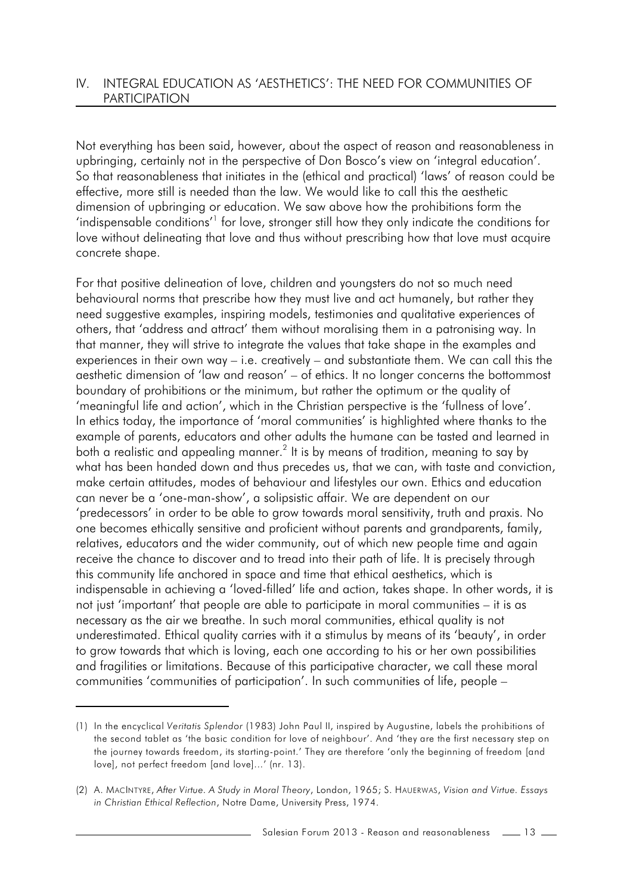## IV. INTEGRAL EDUCATION AS 'AESTHETICS': THE NEED FOR COMMUNITIES OF PARTICIPATION

Not everything has been said, however, about the aspect of reason and reasonableness in upbringing, certainly not in the perspective of Don Bosco's view on 'integral education'. So that reasonableness that initiates in the (ethical and practical) 'laws' of reason could be effective, more still is needed than the law. We would like to call this the aesthetic dimension of upbringing or education. We saw above how the prohibitions form the 'indispensable conditions'[1] for love, stronger still how they only indicate the conditions for love without delineating that love and thus without prescribing how that love must acquire concrete shape.

For that positive delineation of love, children and youngsters do not so much need behavioural norms that prescribe how they must live and act humanely, but rather they need suggestive examples, inspiring models, testimonies and qualitative experiences of others, that 'address and attract' them without moralising them in a patronising way. In that manner, they will strive to integrate the values that take shape in the examples and experiences in their own way – i.e. creatively – and substantiate them. We can call this the aesthetic dimension of 'law and reason' – of ethics. It no longer concerns the bottommost boundary of prohibitions or the minimum, but rather the optimum or the quality of 'meaningful life and action', which in the Christian perspective is the 'fullness of love'. In ethics today, the importance of 'moral communities' is highlighted where thanks to the example of parents, educators and other adults the humane can be tasted and learned in both a realistic and appealing manner.[2] It is by means of tradition, meaning to say by what has been handed down and thus precedes us, that we can, with taste and conviction, make certain attitudes, modes of behaviour and lifestyles our own. Ethics and education can never be a 'one-man-show', a solipsistic affair. We are dependent on our 'predecessors' in order to be able to grow towards moral sensitivity, truth and praxis. No one becomes ethically sensitive and proficient without parents and grandparents, family, relatives, educators and the wider community, out of which new people time and again receive the chance to discover and to tread into their path of life. It is precisely through this community life anchored in space and time that ethical aesthetics, which is indispensable in achieving a 'loved-filled' life and action, takes shape. In other words, it is not just 'important' that people are able to participate in moral communities – it is as necessary as the air we breathe. In such moral communities, ethical quality is not underestimated. Ethical quality carries with it a stimulus by means of its 'beauty', in order to grow towards that which is loving, each one according to his or her own possibilities and fragilities or limitations. Because of this participative character, we call these moral communities 'communities of participation'. In such communities of life, people –

---

(1) In the encyclical *Veritatis Splendor* (1983) John Paul II, inspired by Augustine, labels the prohibitions of the second tablet as 'the basic condition for love of neighbour'. And 'they are the first necessary step on the journey towards freedom, its starting-point.' They are therefore 'only the beginning of freedom [and love], not perfect freedom [and love]...' (nr. 13).

(2) A. MACINTYRE, *After Virtue. A Study in Moral Theory*, London, 1965; S. HAUERWAS, *Vision and Virtue. Essays in Christian Ethical Reflection*, Notre Dame, University Press, 1974.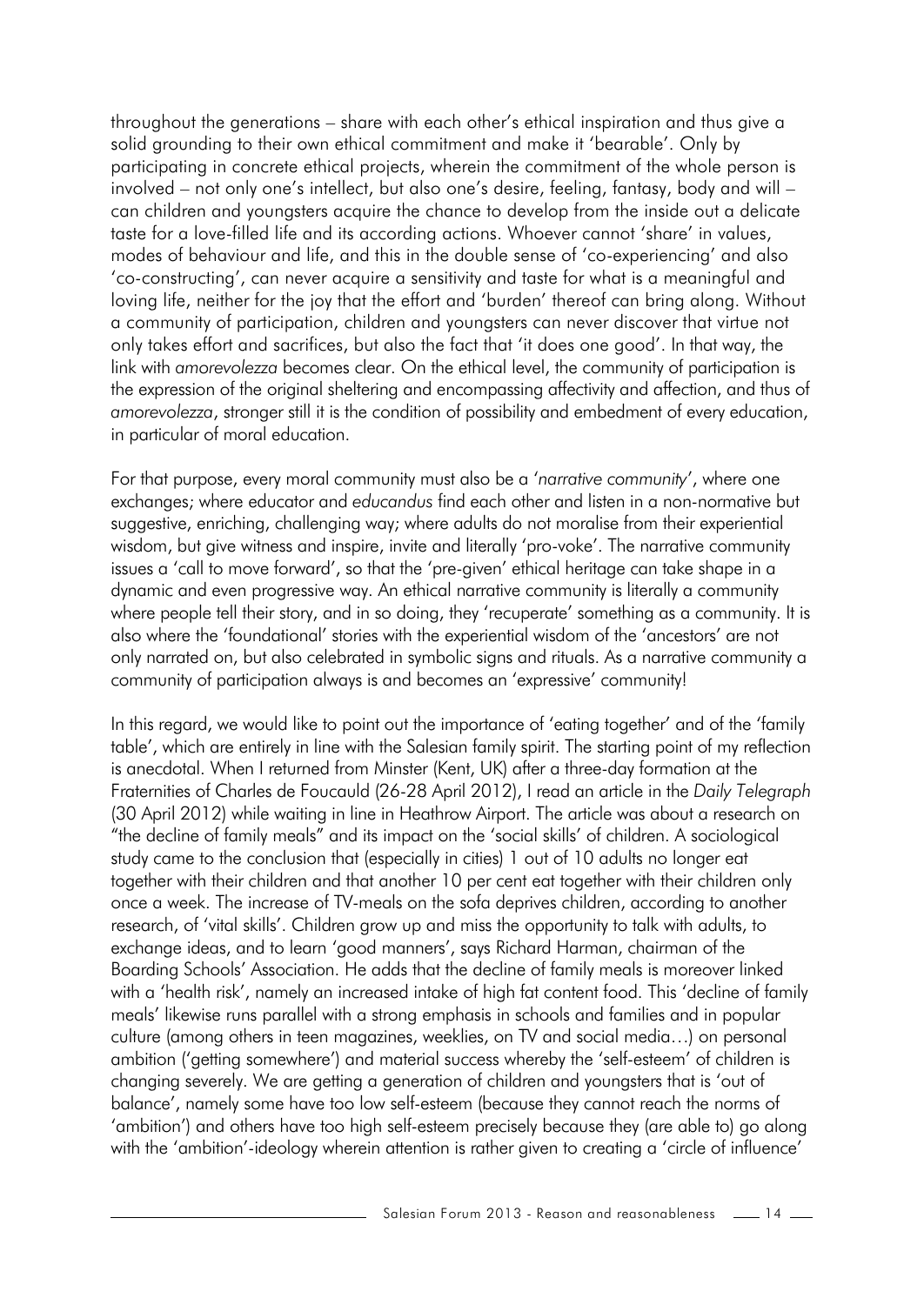throughout the generations – share with each other's ethical inspiration and thus give a solid grounding to their own ethical commitment and make it 'bearable'. Only by participating in concrete ethical projects, wherein the commitment of the whole person is involved – not only one's intellect, but also one's desire, feeling, fantasy, body and will – can children and youngsters acquire the chance to develop from the inside out a delicate taste for a love-filled life and its according actions. Whoever cannot 'share' in values, modes of behaviour and life, and this in the double sense of 'co-experiencing' and also 'co-constructing', can never acquire a sensitivity and taste for what is a meaningful and loving life, neither for the joy that the effort and 'burden' thereof can bring along. Without a community of participation, children and youngsters can never discover that virtue not only takes effort and sacrifices, but also the fact that 'it does one good'. In that way, the link with *amorevolezza* becomes clear. On the ethical level, the community of participation is the expression of the original sheltering and encompassing affectivity and affection, and thus of *amorevolezza*, stronger still it is the condition of possibility and embedment of every education, in particular of moral education.

For that purpose, every moral community must also be a '*narrative community*', where one exchanges; where educator and *educandus* find each other and listen in a non-normative but suggestive, enriching, challenging way; where adults do not moralise from their experiential wisdom, but give witness and inspire, invite and literally 'pro-voke'. The narrative community issues a 'call to move forward', so that the 'pre-given' ethical heritage can take shape in a dynamic and even progressive way. An ethical narrative community is literally a community where people tell their story, and in so doing, they 'recuperate' something as a community. It is also where the 'foundational' stories with the experiential wisdom of the 'ancestors' are not only narrated on, but also celebrated in symbolic signs and rituals. As a narrative community a community of participation always is and becomes an 'expressive' community!

In this regard, we would like to point out the importance of 'eating together' and of the 'family table', which are entirely in line with the Salesian family spirit. The starting point of my reflection is anecdotal. When I returned from Minster (Kent, UK) after a three-day formation at the Fraternities of Charles de Foucauld (26-28 April 2012), I read an article in the *Daily Telegraph* (30 April 2012) while waiting in line in Heathrow Airport. The article was about a research on "the decline of family meals" and its impact on the 'social skills' of children. A sociological study came to the conclusion that (especially in cities) 1 out of 10 adults no longer eat together with their children and that another 10 per cent eat together with their children only once a week. The increase of TV-meals on the sofa deprives children, according to another research, of 'vital skills'. Children grow up and miss the opportunity to talk with adults, to exchange ideas, and to learn 'good manners', says Richard Harman, chairman of the Boarding Schools' Association. He adds that the decline of family meals is moreover linked with a 'health risk', namely an increased intake of high fat content food. This 'decline of family meals' likewise runs parallel with a strong emphasis in schools and families and in popular culture (among others in teen magazines, weeklies, on TV and social media…) on personal ambition ('getting somewhere') and material success whereby the 'self-esteem' of children is changing severely. We are getting a generation of children and youngsters that is 'out of balance', namely some have too low self-esteem (because they cannot reach the norms of 'ambition') and others have too high self-esteem precisely because they (are able to) go along with the 'ambition'-ideology wherein attention is rather given to creating a 'circle of influence'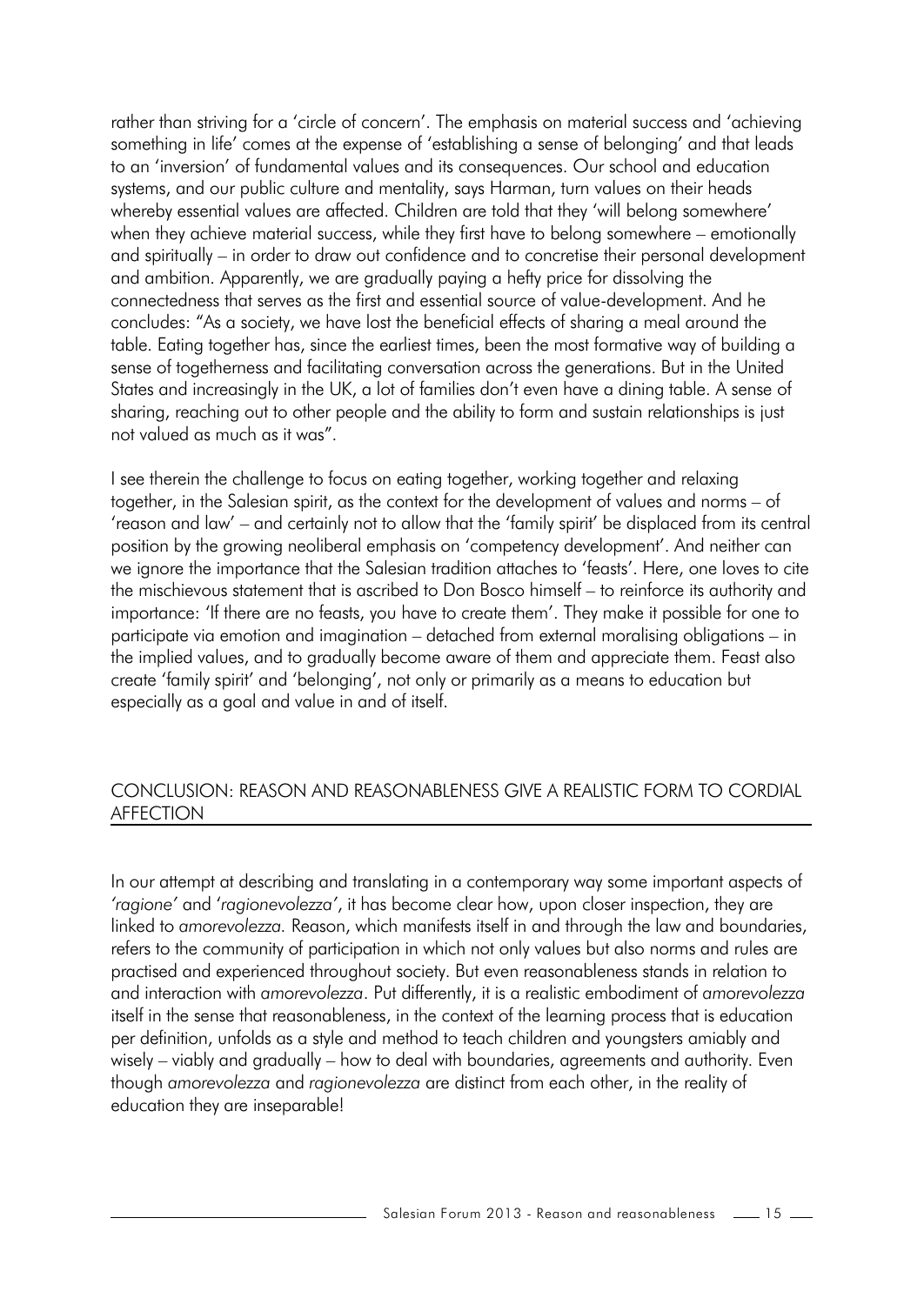rather than striving for a 'circle of concern'. The emphasis on material success and 'achieving something in life' comes at the expense of 'establishing a sense of belonging' and that leads to an 'inversion' of fundamental values and its consequences. Our school and education systems, and our public culture and mentality, says Harman, turn values on their heads whereby essential values are affected. Children are told that they 'will belong somewhere' when they achieve material success, while they first have to belong somewhere – emotionally and spiritually – in order to draw out confidence and to concretise their personal development and ambition. Apparently, we are gradually paying a hefty price for dissolving the connectedness that serves as the first and essential source of value-development. And he concludes: "As a society, we have lost the beneficial effects of sharing a meal around the table. Eating together has, since the earliest times, been the most formative way of building a sense of togetherness and facilitating conversation across the generations. But in the United States and increasingly in the UK, a lot of families don't even have a dining table. A sense of sharing, reaching out to other people and the ability to form and sustain relationships is just not valued as much as it was".

I see therein the challenge to focus on eating together, working together and relaxing together, in the Salesian spirit, as the context for the development of values and norms – of 'reason and law' – and certainly not to allow that the 'family spirit' be displaced from its central position by the growing neoliberal emphasis on 'competency development'. And neither can we ignore the importance that the Salesian tradition attaches to 'feasts'. Here, one loves to cite the mischievous statement that is ascribed to Don Bosco himself – to reinforce its authority and importance: 'If there are no feasts, you have to create them'. They make it possible for one to participate via emotion and imagination – detached from external moralising obligations – in the implied values, and to gradually become aware of them and appreciate them. Feast also create 'family spirit' and 'belonging', not only or primarily as a means to education but especially as a goal and value in and of itself.

## CONCLUSION: REASON AND REASONABLENESS GIVE A REALISTIC FORM TO CORDIAL AFFECTION

In our attempt at describing and translating in a contemporary way some important aspects of *'ragione'* and *'ragionevolezza'*, it has become clear how, upon closer inspection, they are linked to *amorevolezza*. Reason, which manifests itself in and through the law and boundaries, refers to the community of participation in which not only values but also norms and rules are practised and experienced throughout society. But even reasonableness stands in relation to and interaction with *amorevolezza*. Put differently, it is a realistic embodiment of *amorevolezza* itself in the sense that reasonableness, in the context of the learning process that is education per definition, unfolds as a style and method to teach children and youngsters amiably and wisely – viably and gradually – how to deal with boundaries, agreements and authority. Even though *amorevolezza* and *ragionevolezza* are distinct from each other, in the reality of education they are inseparable!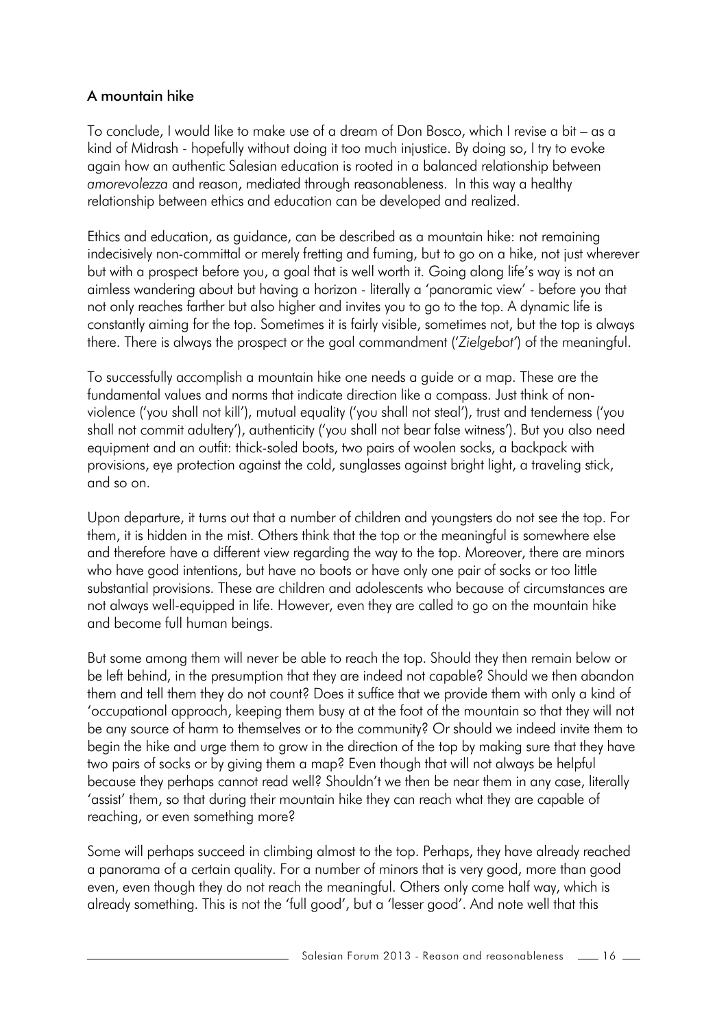### A mountain hike

To conclude, I would like to make use of a dream of Don Bosco, which I revise a bit – as a kind of Midrash - hopefully without doing it too much injustice. By doing so, I try to evoke again how an authentic Salesian education is rooted in a balanced relationship between *amorevolezza* and reason, mediated through reasonableness. In this way a healthy relationship between ethics and education can be developed and realized.

Ethics and education, as guidance, can be described as a mountain hike: not remaining indecisively non-committal or merely fretting and fuming, but to go on a hike, not just wherever but with a prospect before you, a goal that is well worth it. Going along life's way is not an aimless wandering about but having a horizon - literally a 'panoramic view' - before you that not only reaches farther but also higher and invites you to go to the top. A dynamic life is constantly aiming for the top. Sometimes it is fairly visible, sometimes not, but the top is always there. There is always the prospect or the goal commandment ('*Zielgebot*') of the meaningful.

To successfully accomplish a mountain hike one needs a guide or a map. These are the fundamental values and norms that indicate direction like a compass. Just think of non-violence ('you shall not kill'), mutual equality ('you shall not steal'), trust and tenderness ('you shall not commit adultery'), authenticity ('you shall not bear false witness'). But you also need equipment and an outfit: thick-soled boots, two pairs of woolen socks, a backpack with provisions, eye protection against the cold, sunglasses against bright light, a traveling stick, and so on.

Upon departure, it turns out that a number of children and youngsters do not see the top. For them, it is hidden in the mist. Others think that the top or the meaningful is somewhere else and therefore have a different view regarding the way to the top. Moreover, there are minors who have good intentions, but have no boots or have only one pair of socks or too little substantial provisions. These are children and adolescents who because of circumstances are not always well-equipped in life. However, even they are called to go on the mountain hike and become full human beings.

But some among them will never be able to reach the top. Should they then remain below or be left behind, in the presumption that they are indeed not capable? Should we then abandon them and tell them they do not count? Does it suffice that we provide them with only a kind of 'occupational approach, keeping them busy at at the foot of the mountain so that they will not be any source of harm to themselves or to the community? Or should we indeed invite them to begin the hike and urge them to grow in the direction of the top by making sure that they have two pairs of socks or by giving them a map? Even though that will not always be helpful because they perhaps cannot read well? Shouldn't we then be near them in any case, literally 'assist' them, so that during their mountain hike they can reach what they are capable of reaching, or even something more?

Some will perhaps succeed in climbing almost to the top. Perhaps, they have already reached a panorama of a certain quality. For a number of minors that is very good, more than good even, even though they do not reach the meaningful. Others only come half way, which is already something. This is not the 'full good', but a 'lesser good'. And note well that this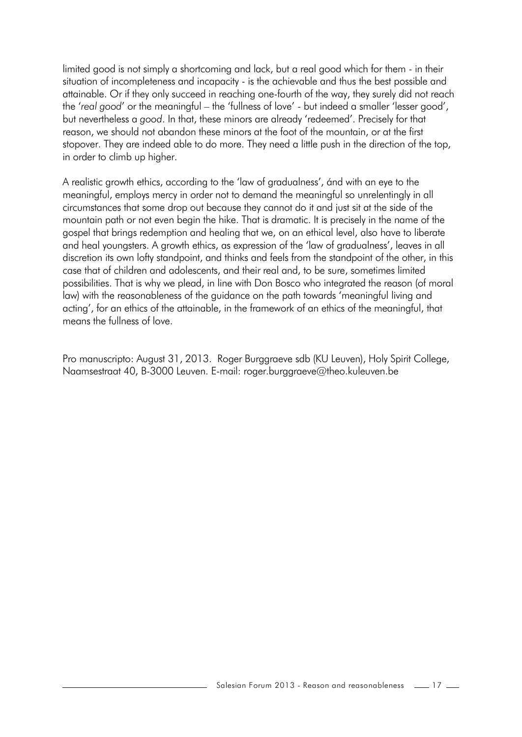limited good is not simply a shortcoming and lack, but a real good which for them - in their situation of incompleteness and incapacity - is the achievable and thus the best possible and attainable. Or if they only succeed in reaching one-fourth of the way, they surely did not reach the '*real good*' or the meaningful – the 'fullness of love' - but indeed a smaller 'lesser good', but nevertheless a *good*. In that, these minors are already 'redeemed'. Precisely for that reason, we should not abandon these minors at the foot of the mountain, or at the first stopover. They are indeed able to do more. They need a little push in the direction of the top, in order to climb up higher.

A realistic growth ethics, according to the 'law of gradualness', ánd with an eye to the meaningful, employs mercy in order not to demand the meaningful so unrelentingly in all circumstances that some drop out because they cannot do it and just sit at the side of the mountain path or not even begin the hike. That is dramatic. It is precisely in the name of the gospel that brings redemption and healing that we, on an ethical level, also have to liberate and heal youngsters. A growth ethics, as expression of the 'law of gradualness', leaves in all discretion its own lofty standpoint, and thinks and feels from the standpoint of the other, in this case that of children and adolescents, and their real and, to be sure, sometimes limited possibilities. That is why we plead, in line with Don Bosco who integrated the reason (of moral law) with the reasonableness of the guidance on the path towards 'meaningful living and acting', for an ethics of the attainable, in the framework of an ethics of the meaningful, that means the fullness of love.

Pro manuscripto: August 31, 2013. Roger Burggraeve sdb (KU Leuven), Holy Spirit College, Naamsestraat 40, B-3000 Leuven. E-mail: roger.burggraeve@theo.kuleuven.be